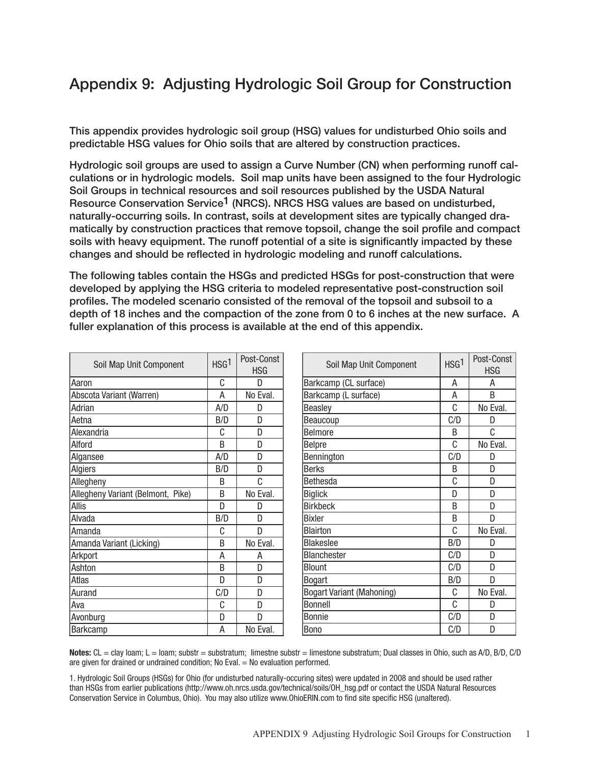# Appendix 9: Adjusting Hydrologic Soil Group for Construction

**This appendix provides hydrologic soil group (HSG) values for undisturbed Ohio soils and predictable HSG values for Ohio soils that are altered by construction practices.**

**Hydrologic soil groups are used to assign a Curve Number (CN) when performing runoff calculations or in hydrologic models. Soil map units have been assigned to the four Hydrologic Soil Groups in technical resources and soil resources published by the USDA Natural Resource Conservation Service[1] (NRCS). NRCS HSG values are based on undisturbed, naturally-occurring soils. In contrast, soils at development sites are typically changed dramatically by construction practices that remove topsoil, change the soil profile and compact soils with heavy equipment. The runoff potential of a site is significantly impacted by these changes and should be reflected in hydrologic modeling and runoff calculations.**

**The following tables contain the HSGs and predicted HSGs for post-construction that were developed by applying the HSG criteria to modeled representative post-construction soil profiles. The modeled scenario consisted of the removal of the topsoil and subsoil to a depth of 18 inches and the compaction of the zone from 0 to 6 inches at the new surface. A fuller explanation of this process is available at the end of this appendix.**

| Soil Map Unit Component | HSG[1] | Post-Const HSG |
|---|---|---|
| Aaron | C | D |
| Abscota Variant (Warren) | A | No Eval. |
| Adrian | A/D | D |
| Aetna | B/D | D |
| Alexandria | C | D |
| Alford | B | D |
| Algansee | A/D | D |
| Algiers | B/D | D |
| Allegheny | B | C |
| Allegheny Variant (Belmont, Pike) | B | No Eval. |
| Allis | D | D |
| Alvada | B/D | D |
| Amanda | C | D |
| Amanda Variant (Licking) | B | No Eval. |
| Arkport | A | A |
| Ashton | B | D |
| Atlas | D | D |
| Aurand | C/D | D |
| Ava | C | D |
| Avonburg | D | D |
| Barkcamp | A | No Eval. |
| Barkcamp (CL surface) | A | A |
| Barkcamp (L surface) | A | B |
| Beasley | C | No Eval. |
| Beaucoup | C/D | D |
| Belmore | B | C |
| Belpre | C | No Eval. |
| Bennington | C/D | D |
| Berks | B | D |
| Bethesda | C | D |
| Biglick | D | D |
| Birkbeck | B | D |
| Bixler | B | D |
| Blairton | C | No Eval. |
| Blakeslee | B/D | D |
| Blanchester | C/D | D |
| Blount | C/D | D |
| Bogart | B/D | D |
| Bogart Variant (Mahoning) | C | No Eval. |
| Bonnell | C | D |
| Bonnie | C/D | D |
| Bono | C/D | D |

**Notes:** CL = clay loam; L = loam; substr = substratum; limestne substr = limestone substratum; Dual classes in Ohio, such as A/D, B/D, C/D are given for drained or undrained condition; No Eval. = No evaluation performed.

1. Hydrologic Soil Groups (HSGs) for Ohio (for undisturbed naturally-occuring sites) were updated in 2008 and should be used rather than HSGs from earlier publications (http://www.oh.nrcs.usda.gov/technical/soils/OH_hsg.pdf or contact the USDA Natural Resources Conservation Service in Columbus, Ohio). You may also utilize www.OhioERIN.com to find site specific HSG (unaltered).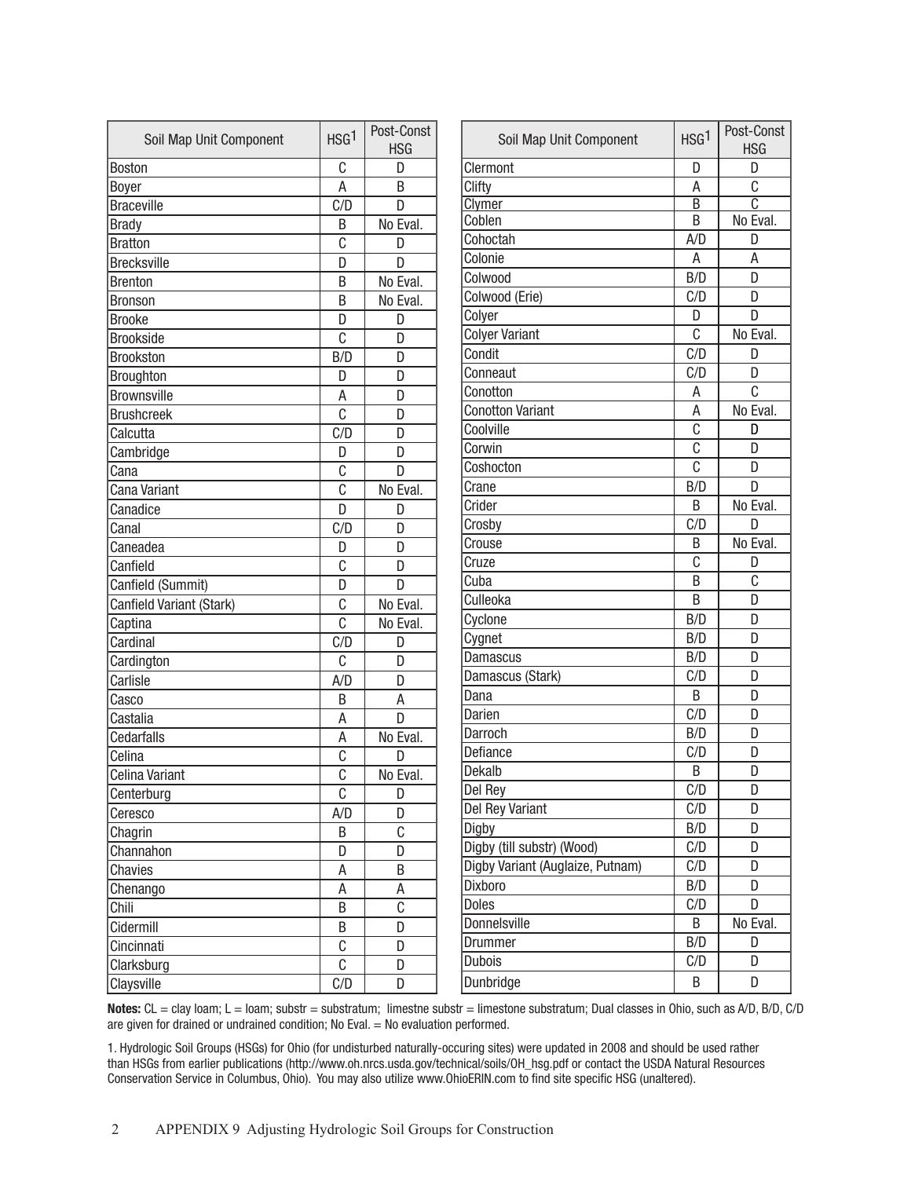| Soil Map Unit Component | HSG[1] | Post-Const HSG |
|---|---|---|
| Boston | C | D |
| Boyer | A | B |
| Braceville | C/D | D |
| Brady | B | No Eval. |
| Bratton | C | D |
| Brecksville | D | D |
| Brenton | B | No Eval. |
| Bronson | B | No Eval. |
| Brooke | D | D |
| Brookside | C | D |
| Brookston | B/D | D |
| Broughton | D | D |
| Brownsville | A | D |
| Brushcreek | C | D |
| Calcutta | C/D | D |
| Cambridge | D | D |
| Cana | C | D |
| Cana Variant | C | No Eval. |
| Canadice | D | D |
| Canal | C/D | D |
| Caneadea | D | D |
| Canfield | C | D |
| Canfield (Summit) | D | D |
| Canfield Variant (Stark) | C | No Eval. |
| Captina | C | No Eval. |
| Cardinal | C/D | D |
| Cardington | C | D |
| Carlisle | A/D | D |
| Casco | B | A |
| Castalia | A | D |
| Cedarfalls | A | No Eval. |
| Celina | C | D |
| Celina Variant | C | No Eval. |
| Centerburg | C | D |
| Ceresco | A/D | D |
| Chagrin | B | C |
| Channahon | D | D |
| Chavies | A | B |
| Chenango | A | A |
| Chili | B | C |
| Cidermill | B | D |
| Cincinnati | C | D |
| Clarksburg | C | D |
| Claysville | C/D | D |
| Clermont | D | D |
| Clifty | A | C |
| Clymer | B | C |
| Coblen | B | No Eval. |
| Cohoctah | A/D | D |
| Colonie | A | A |
| Colwood | B/D | D |
| Colwood (Erie) | C/D | D |
| Colyer | D | D |
| Colyer Variant | C | No Eval. |
| Condit | C/D | D |
| Conneaut | C/D | D |
| Conotton | A | C |
| Conotton Variant | A | No Eval. |
| Coolville | C | D |
| Corwin | C | D |
| Coshocton | C | D |
| Crane | B/D | D |
| Crider | B | No Eval. |
| Crosby | C/D | D |
| Crouse | B | No Eval. |
| Cruze | C | D |
| Cuba | B | C |
| Culleoka | B | D |
| Cyclone | B/D | D |
| Cygnet | B/D | D |
| Damascus | B/D | D |
| Damascus (Stark) | C/D | D |
| Dana | B | D |
| Darien | C/D | D |
| Darroch | B/D | D |
| Defiance | C/D | D |
| Dekalb | B | D |
| Del Rey | C/D | D |
| Del Rey Variant | C/D | D |
| Digby | B/D | D |
| Digby (till substr) (Wood) | C/D | D |
| Digby Variant (Auglaize, Putnam) | C/D | D |
| Dixboro | B/D | D |
| Doles | C/D | D |
| Donnelsville | B | No Eval. |
| Drummer | B/D | D |
| Dubois | C/D | D |
| Dunbridge | B | D |

**Notes:** CL = clay loam; L = loam; substr = substratum; limestne substr = limestone substratum; Dual classes in Ohio, such as A/D, B/D, C/D are given for drained or undrained condition; No Eval. = No evaluation performed.

1. Hydrologic Soil Groups (HSGs) for Ohio (for undisturbed naturally-occuring sites) were updated in 2008 and should be used rather than HSGs from earlier publications (http://www.oh.nrcs.usda.gov/technical/soils/OH_hsg.pdf or contact the USDA Natural Resources Conservation Service in Columbus, Ohio). You may also utilize www.OhioERIN.com to find site specific HSG (unaltered).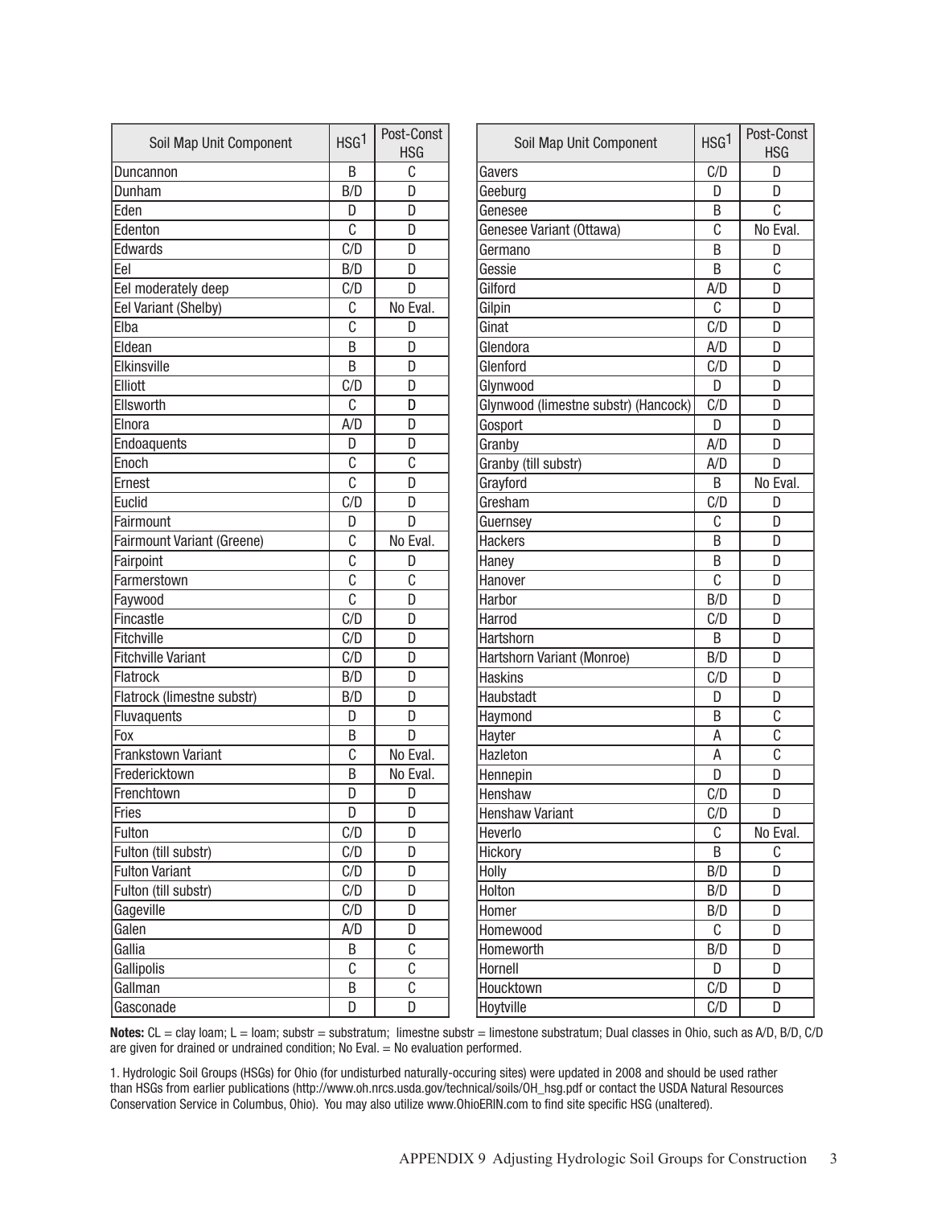| Soil Map Unit Component | HSG[1] | Post-Const HSG |
|---|---|---|
| Duncannon | B | C |
| Dunham | B/D | D |
| Eden | D | D |
| Edenton | C | D |
| Edwards | C/D | D |
| Eel | B/D | D |
| Eel moderately deep | C/D | D |
| Eel Variant (Shelby) | C | No Eval. |
| Elba | C | D |
| Eldean | B | D |
| Elkinsville | B | D |
| Elliott | C/D | D |
| Ellsworth | C | D |
| Elnora | A/D | D |
| Endoaquents | D | D |
| Enoch | C | C |
| Ernest | C | D |
| Euclid | C/D | D |
| Fairmount | D | D |
| Fairmount Variant (Greene) | C | No Eval. |
| Fairpoint | C | D |
| Farmerstown | C | C |
| Faywood | C | D |
| Fincastle | C/D | D |
| Fitchville | C/D | D |
| Fitchville Variant | C/D | D |
| Flatrock | B/D | D |
| Flatrock (limestne substr) | B/D | D |
| Fluvaquents | D | D |
| Fox | B | D |
| Frankstown Variant | C | No Eval. |
| Fredericktown | B | No Eval. |
| Frenchtown | D | D |
| Fries | D | D |
| Fulton | C/D | D |
| Fulton (till substr) | C/D | D |
| Fulton Variant | C/D | D |
| Fulton (till substr) | C/D | D |
| Gageville | C/D | D |
| Galen | A/D | D |
| Gallia | B | C |
| Gallipolis | C | C |
| Gallman | B | C |
| Gasconade | D | D |
| Gavers | C/D | D |
| Geeburg | D | D |
| Genesee | B | C |
| Genesee Variant (Ottawa) | C | No Eval. |
| Germano | B | D |
| Gessie | B | C |
| Gilford | A/D | D |
| Gilpin | C | D |
| Ginat | C/D | D |
| Glendora | A/D | D |
| Glenford | C/D | D |
| Glynwood | D | D |
| Glynwood (limestne substr) (Hancock) | C/D | D |
| Gosport | D | D |
| Granby | A/D | D |
| Granby (till substr) | A/D | D |
| Grayford | B | No Eval. |
| Gresham | C/D | D |
| Guernsey | C | D |
| Hackers | B | D |
| Haney | B | D |
| Hanover | C | D |
| Harbor | B/D | D |
| Harrod | C/D | D |
| Hartshorn | B | D |
| Hartshorn Variant (Monroe) | B/D | D |
| Haskins | C/D | D |
| Haubstadt | D | D |
| Haymond | B | C |
| Hayter | A | C |
| Hazleton | A | C |
| Hennepin | D | D |
| Henshaw | C/D | D |
| Henshaw Variant | C/D | D |
| Heverlo | C | No Eval. |
| Hickory | B | C |
| Holly | B/D | D |
| Holton | B/D | D |
| Homer | B/D | D |
| Homewood | C | D |
| Homeworth | B/D | D |
| Hornell | D | D |
| Houcktown | C/D | D |
| Hoytville | C/D | D |

**Notes:** CL = clay loam; L = loam; substr = substratum; limestne substr = limestone substratum; Dual classes in Ohio, such as A/D, B/D, C/D are given for drained or undrained condition; No Eval. = No evaluation performed.

1. Hydrologic Soil Groups (HSGs) for Ohio (for undisturbed naturally-occuring sites) were updated in 2008 and should be used rather than HSGs from earlier publications (http://www.oh.nrcs.usda.gov/technical/soils/OH_hsg.pdf or contact the USDA Natural Resources Conservation Service in Columbus, Ohio). You may also utilize www.OhioERIN.com to find site specific HSG (unaltered).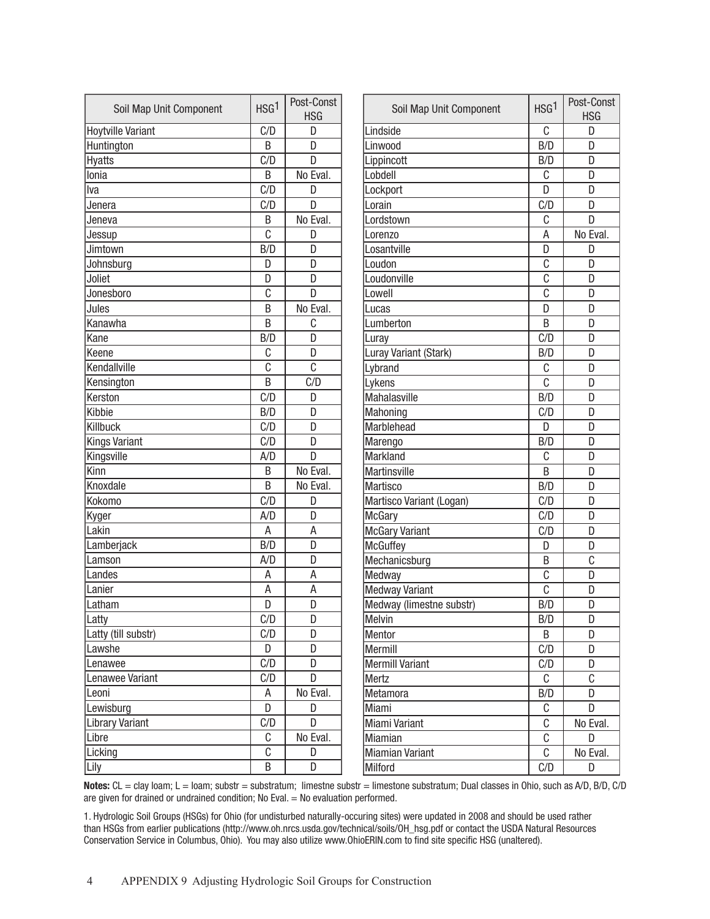| Soil Map Unit Component | HSG[1] | Post-Const HSG |
|---|---|---|
| Hoytville Variant | C/D | D |
| Huntington | B | D |
| Hyatts | C/D | D |
| Ionia | B | No Eval. |
| Iva | C/D | D |
| Jenera | C/D | D |
| Jeneva | B | No Eval. |
| Jessup | C | D |
| Jimtown | B/D | D |
| Johnsburg | D | D |
| Joliet | D | D |
| Jonesboro | C | D |
| Jules | B | No Eval. |
| Kanawha | B | C |
| Kane | B/D | D |
| Keene | C | D |
| Kendallville | C | C |
| Kensington | B | C/D |
| Kerston | C/D | D |
| Kibbie | B/D | D |
| Killbuck | C/D | D |
| Kings Variant | C/D | D |
| Kingsville | A/D | D |
| Kinn | B | No Eval. |
| Knoxdale | B | No Eval. |
| Kokomo | C/D | D |
| Kyger | A/D | D |
| Lakin | A | A |
| Lamberjack | B/D | D |
| Lamson | A/D | D |
| Landes | A | A |
| Lanier | A | A |
| Latham | D | D |
| Latty | C/D | D |
| Latty (till substr) | C/D | D |
| Lawshe | D | D |
| Lenawee | C/D | D |
| Lenawee Variant | C/D | D |
| Leoni | A | No Eval. |
| Lewisburg | D | D |
| Library Variant | C/D | D |
| Libre | C | No Eval. |
| Licking | C | D |
| Lily | B | D |
| Lindside | C | D |
| Linwood | B/D | D |
| Lippincott | B/D | D |
| Lobdell | C | D |
| Lockport | D | D |
| Lorain | C/D | D |
| Lordstown | C | D |
| Lorenzo | A | No Eval. |
| Losantville | D | D |
| Loudon | C | D |
| Loudonville | C | D |
| Lowell | C | D |
| Lucas | D | D |
| Lumberton | B | D |
| Luray | C/D | D |
| Luray Variant (Stark) | B/D | D |
| Lybrand | C | D |
| Lykens | C | D |
| Mahalasville | B/D | D |
| Mahoning | C/D | D |
| Marblehead | D | D |
| Marengo | B/D | D |
| Markland | C | D |
| Martinsville | B | D |
| Martisco | B/D | D |
| Martisco Variant (Logan) | C/D | D |
| McGary | C/D | D |
| McGary Variant | C/D | D |
| McGuffey | D | D |
| Mechanicsburg | B | C |
| Medway | C | D |
| Medway Variant | C | D |
| Medway (limestne substr) | B/D | D |
| Melvin | B/D | D |
| Mentor | B | D |
| Mermill | C/D | D |
| Mermill Variant | C/D | D |
| Mertz | C | C |
| Metamora | B/D | D |
| Miami | C | D |
| Miami Variant | C | No Eval. |
| Miamian | C | D |
| Miamian Variant | C | No Eval. |
| Milford | C/D | D |

**Notes:** CL = clay loam; L = loam; substr = substratum; limestne substr = limestone substratum; Dual classes in Ohio, such as A/D, B/D, C/D are given for drained or undrained condition; No Eval. = No evaluation performed.

1. Hydrologic Soil Groups (HSGs) for Ohio (for undisturbed naturally-occuring sites) were updated in 2008 and should be used rather than HSGs from earlier publications (http://www.oh.nrcs.usda.gov/technical/soils/OH_hsg.pdf or contact the USDA Natural Resources Conservation Service in Columbus, Ohio). You may also utilize www.OhioERIN.com to find site specific HSG (unaltered).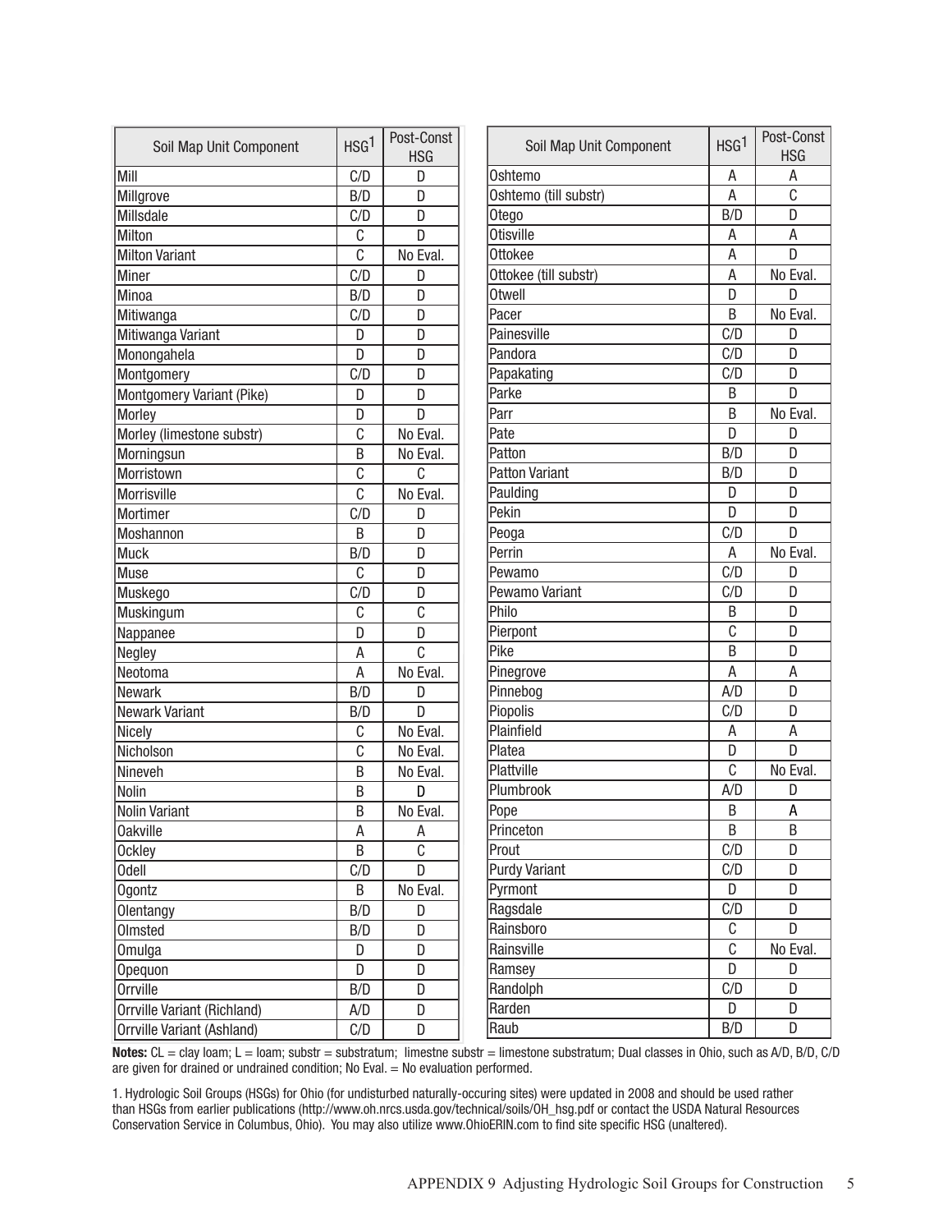| Soil Map Unit Component | HSG[1] | Post-Const HSG |
|---|---|---|
| Mill | C/D | D |
| Millgrove | B/D | D |
| Millsdale | C/D | D |
| Milton | C | D |
| Milton Variant | C | No Eval. |
| Miner | C/D | D |
| Minoa | B/D | D |
| Mitiwanga | C/D | D |
| Mitiwanga Variant | D | D |
| Monongahela | D | D |
| Montgomery | C/D | D |
| Montgomery Variant (Pike) | D | D |
| Morley | D | D |
| Morley (limestone substr) | C | No Eval. |
| Morningsun | B | No Eval. |
| Morristown | C | C |
| Morrisville | C | No Eval. |
| Mortimer | C/D | D |
| Moshannon | B | D |
| Muck | B/D | D |
| Muse | C | D |
| Muskego | C/D | D |
| Muskingum | C | C |
| Nappanee | D | D |
| Negley | A | C |
| Neotoma | A | No Eval. |
| Newark | B/D | D |
| Newark Variant | B/D | D |
| Nicely | C | No Eval. |
| Nicholson | C | No Eval. |
| Nineveh | B | No Eval. |
| Nolin | B | D |
| Nolin Variant | B | No Eval. |
| Oakville | A | A |
| Ockley | B | C |
| Odell | C/D | D |
| Ogontz | B | No Eval. |
| Olentangy | B/D | D |
| Olmsted | B/D | D |
| Omulga | D | D |
| Opequon | D | D |
| Orrville | B/D | D |
| Orrville Variant (Richland) | A/D | D |
| Orrville Variant (Ashland) | C/D | D |
| Oshtemo | A | A |
| Oshtemo (till substr) | A | C |
| Otego | B/D | D |
| Otisville | A | A |
| Ottokee | A | D |
| Ottokee (till substr) | A | No Eval. |
| Otwell | D | D |
| Pacer | B | No Eval. |
| Painesville | C/D | D |
| Pandora | C/D | D |
| Papakating | C/D | D |
| Parke | B | D |
| Parr | B | No Eval. |
| Pate | D | D |
| Patton | B/D | D |
| Patton Variant | B/D | D |
| Paulding | D | D |
| Pekin | D | D |
| Peoga | C/D | D |
| Perrin | A | No Eval. |
| Pewamo | C/D | D |
| Pewamo Variant | C/D | D |
| Philo | B | D |
| Pierpont | C | D |
| Pike | B | D |
| Pinegrove | A | A |
| Pinnebog | A/D | D |
| Piopolis | C/D | D |
| Plainfield | A | A |
| Platea | D | D |
| Plattville | C | No Eval. |
| Plumbrook | A/D | D |
| Pope | B | A |
| Princeton | B | B |
| Prout | C/D | D |
| Purdy Variant | C/D | D |
| Pyrmont | D | D |
| Ragsdale | C/D | D |
| Rainsboro | C | D |
| Rainsville | C | No Eval. |
| Ramsey | D | D |
| Randolph | C/D | D |
| Rarden | D | D |
| Raub | B/D | D |

**Notes:** CL = clay loam; L = loam; substr = substratum; limestne substr = limestone substratum; Dual classes in Ohio, such as A/D, B/D, C/D are given for drained or undrained condition; No Eval. = No evaluation performed.

1. Hydrologic Soil Groups (HSGs) for Ohio (for undisturbed naturally-occuring sites) were updated in 2008 and should be used rather than HSGs from earlier publications (http://www.oh.nrcs.usda.gov/technical/soils/OH_hsg.pdf or contact the USDA Natural Resources Conservation Service in Columbus, Ohio). You may also utilize www.OhioERIN.com to find site specific HSG (unaltered).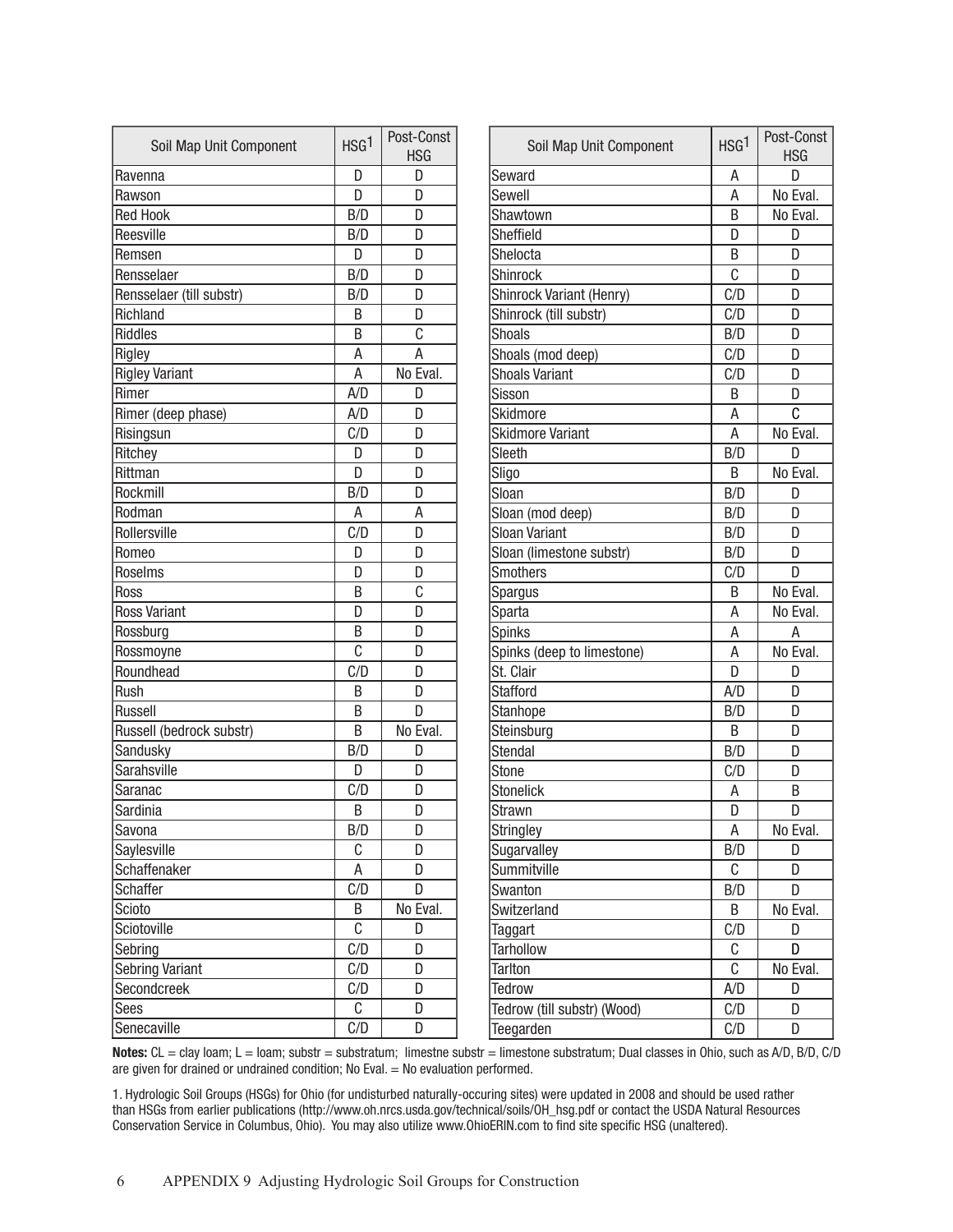| Soil Map Unit Component | HSG[1] | Post-Const HSG |
|---|---|---|
| Ravenna | D | D |
| Rawson | D | D |
| Red Hook | B/D | D |
| Reesville | B/D | D |
| Remsen | D | D |
| Rensselaer | B/D | D |
| Rensselaer (till substr) | B/D | D |
| Richland | B | D |
| Riddles | B | C |
| Rigley | A | A |
| Rigley Variant | A | No Eval. |
| Rimer | A/D | D |
| Rimer (deep phase) | A/D | D |
| Risingsun | C/D | D |
| Ritchey | D | D |
| Rittman | D | D |
| Rockmill | B/D | D |
| Rodman | A | A |
| Rollersville | C/D | D |
| Romeo | D | D |
| Roselms | D | D |
| Ross | B | C |
| Ross Variant | D | D |
| Rossburg | B | D |
| Rossmoyne | C | D |
| Roundhead | C/D | D |
| Rush | B | D |
| Russell | B | D |
| Russell (bedrock substr) | B | No Eval. |
| Sandusky | B/D | D |
| Sarahsville | D | D |
| Saranac | C/D | D |
| Sardinia | B | D |
| Savona | B/D | D |
| Saylesville | C | D |
| Schaffenaker | A | D |
| Schaffer | C/D | D |
| Scioto | B | No Eval. |
| Sciotoville | C | D |
| Sebring | C/D | D |
| Sebring Variant | C/D | D |
| Secondcreek | C/D | D |
| Sees | C | D |
| Senecaville | C/D | D |
| Seward | A | D |
| Sewell | A | No Eval. |
| Shawtown | B | No Eval. |
| Sheffield | D | D |
| Shelocta | B | D |
| Shinrock | C | D |
| Shinrock Variant (Henry) | C/D | D |
| Shinrock (till substr) | C/D | D |
| Shoals | B/D | D |
| Shoals (mod deep) | C/D | D |
| Shoals Variant | C/D | D |
| Sisson | B | D |
| Skidmore | A | C |
| Skidmore Variant | A | No Eval. |
| Sleeth | B/D | D |
| Sligo | B | No Eval. |
| Sloan | B/D | D |
| Sloan (mod deep) | B/D | D |
| Sloan Variant | B/D | D |
| Sloan (limestone substr) | B/D | D |
| Smothers | C/D | D |
| Spargus | B | No Eval. |
| Sparta | A | No Eval. |
| Spinks | A | A |
| Spinks (deep to limestone) | A | No Eval. |
| St. Clair | D | D |
| Stafford | A/D | D |
| Stanhope | B/D | D |
| Steinsburg | B | D |
| Stendal | B/D | D |
| Stone | C/D | D |
| Stonelick | A | B |
| Strawn | D | D |
| Stringley | A | No Eval. |
| Sugarvalley | B/D | D |
| Summitville | C | D |
| Swanton | B/D | D |
| Switzerland | B | No Eval. |
| Taggart | C/D | D |
| Tarhollow | C | D |
| Tarlton | C | No Eval. |
| Tedrow | A/D | D |
| Tedrow (till substr) (Wood) | C/D | D |
| Teegarden | C/D | D |

**Notes:** CL = clay loam; L = loam; substr = substratum; limestne substr = limestone substratum; Dual classes in Ohio, such as A/D, B/D, C/D are given for drained or undrained condition; No Eval. = No evaluation performed.

1. Hydrologic Soil Groups (HSGs) for Ohio (for undisturbed naturally-occuring sites) were updated in 2008 and should be used rather than HSGs from earlier publications (http://www.oh.nrcs.usda.gov/technical/soils/OH_hsg.pdf or contact the USDA Natural Resources Conservation Service in Columbus, Ohio). You may also utilize www.OhioERIN.com to find site specific HSG (unaltered).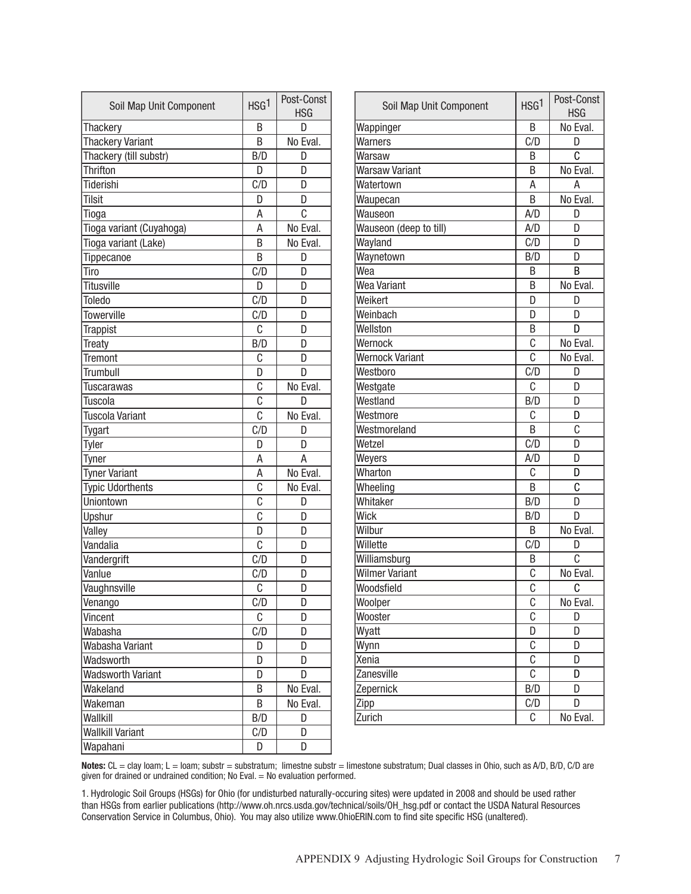| Soil Map Unit Component | HSG[1] | Post-Const HSG |
|---|---|---|
| Thackery | B | D |
| Thackery Variant | B | No Eval. |
| Thackery (till substr) | B/D | D |
| Thrifton | D | D |
| Tiderishi | C/D | D |
| Tilsit | D | D |
| Tioga | A | C |
| Tioga variant (Cuyahoga) | A | No Eval. |
| Tioga variant (Lake) | B | No Eval. |
| Tippecanoe | B | D |
| Tiro | C/D | D |
| Titusville | D | D |
| Toledo | C/D | D |
| Towerville | C/D | D |
| Trappist | C | D |
| Treaty | B/D | D |
| Tremont | C | D |
| Trumbull | D | D |
| Tuscarawas | C | No Eval. |
| Tuscola | C | D |
| Tuscola Variant | C | No Eval. |
| Tygart | C/D | D |
| Tyler | D | D |
| Tyner | A | A |
| Tyner Variant | A | No Eval. |
| Typic Udorthents | C | No Eval. |
| Uniontown | C | D |
| Upshur | C | D |
| Valley | D | D |
| Vandalia | C | D |
| Vandergrift | C/D | D |
| Vanlue | C/D | D |
| Vaughnsville | C | D |
| Venango | C/D | D |
| Vincent | C | D |
| Wabasha | C/D | D |
| Wabasha Variant | D | D |
| Wadsworth | D | D |
| Wadsworth Variant | D | D |
| Wakeland | B | No Eval. |
| Wakeman | B | No Eval. |
| Wallkill | B/D | D |
| Wallkill Variant | C/D | D |
| Wapahani | D | D |
| Wappinger | B | No Eval. |
| Warners | C/D | D |
| Warsaw | B | C |
| Warsaw Variant | B | No Eval. |
| Watertown | A | A |
| Waupecan | B | No Eval. |
| Wauseon | A/D | D |
| Wauseon (deep to till) | A/D | D |
| Wayland | C/D | D |
| Waynetown | B/D | D |
| Wea | B | B |
| Wea Variant | B | No Eval. |
| Weikert | D | D |
| Weinbach | D | D |
| Wellston | B | D |
| Wernock | C | No Eval. |
| Wernock Variant | C | No Eval. |
| Westboro | C/D | D |
| Westgate | C | D |
| Westland | B/D | D |
| Westmore | C | D |
| Westmoreland | B | C |
| Wetzel | C/D | D |
| Weyers | A/D | D |
| Wharton | C | D |
| Wheeling | B | C |
| Whitaker | B/D | D |
| Wick | B/D | D |
| Wilbur | B | No Eval. |
| Willette | C/D | D |
| Williamsburg | B | C |
| Wilmer Variant | C | No Eval. |
| Woodsfield | C | C |
| Woolper | C | No Eval. |
| Wooster | C | D |
| Wyatt | D | D |
| Wynn | C | D |
| Xenia | C | D |
| Zanesville | C | D |
| Zepernick | B/D | D |
| Zipp | C/D | D |
| Zurich | C | No Eval. |

**Notes:** CL = clay loam; L = loam; substr = substratum; limestne substr = limestone substratum; Dual classes in Ohio, such as A/D, B/D, C/D are given for drained or undrained condition; No Eval. = No evaluation performed.

1. Hydrologic Soil Groups (HSGs) for Ohio (for undisturbed naturally-occuring sites) were updated in 2008 and should be used rather than HSGs from earlier publications (http://www.oh.nrcs.usda.gov/technical/soils/OH_hsg.pdf or contact the USDA Natural Resources Conservation Service in Columbus, Ohio). You may also utilize www.OhioERIN.com to find site specific HSG (unaltered).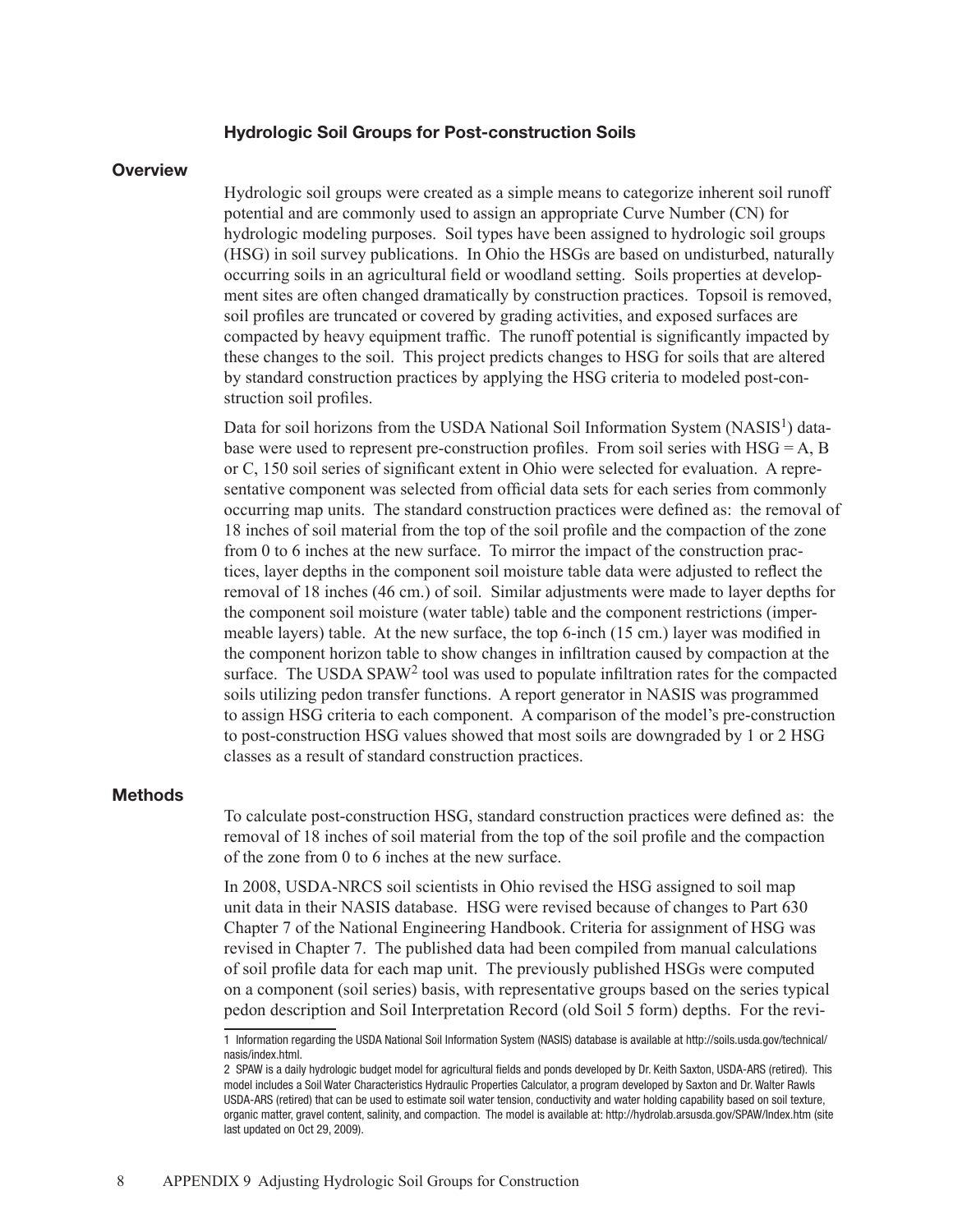### Hydrologic Soil Groups for Post-construction Soils

#### Overview

Hydrologic soil groups were created as a simple means to categorize inherent soil runoff potential and are commonly used to assign an appropriate Curve Number (CN) for hydrologic modeling purposes. Soil types have been assigned to hydrologic soil groups (HSG) in soil survey publications. In Ohio the HSGs are based on undisturbed, naturally occurring soils in an agricultural field or woodland setting. Soils properties at development sites are often changed dramatically by construction practices. Topsoil is removed, soil profiles are truncated or covered by grading activities, and exposed surfaces are compacted by heavy equipment traffic. The runoff potential is significantly impacted by these changes to the soil. This project predicts changes to HSG for soils that are altered by standard construction practices by applying the HSG criteria to modeled post-construction soil profiles.

Data for soil horizons from the USDA National Soil Information System (NASIS[1]) database were used to represent pre-construction profiles. From soil series with HSG = A, B or C, 150 soil series of significant extent in Ohio were selected for evaluation. A representative component was selected from official data sets for each series from commonly occurring map units. The standard construction practices were defined as: the removal of 18 inches of soil material from the top of the soil profile and the compaction of the zone from 0 to 6 inches at the new surface. To mirror the impact of the construction practices, layer depths in the component soil moisture table data were adjusted to reflect the removal of 18 inches (46 cm.) of soil. Similar adjustments were made to layer depths for the component soil moisture (water table) table and the component restrictions (impermeable layers) table. At the new surface, the top 6-inch (15 cm.) layer was modified in the component horizon table to show changes in infiltration caused by compaction at the surface. The USDA SPAW[2] tool was used to populate infiltration rates for the compacted soils utilizing pedon transfer functions. A report generator in NASIS was programmed to assign HSG criteria to each component. A comparison of the model's pre-construction to post-construction HSG values showed that most soils are downgraded by 1 or 2 HSG classes as a result of standard construction practices.

#### Methods

To calculate post-construction HSG, standard construction practices were defined as: the removal of 18 inches of soil material from the top of the soil profile and the compaction of the zone from 0 to 6 inches at the new surface.

In 2008, USDA-NRCS soil scientists in Ohio revised the HSG assigned to soil map unit data in their NASIS database. HSG were revised because of changes to Part 630 Chapter 7 of the National Engineering Handbook. Criteria for assignment of HSG was revised in Chapter 7. The published data had been compiled from manual calculations of soil profile data for each map unit. The previously published HSGs were computed on a component (soil series) basis, with representative groups based on the series typical pedon description and Soil Interpretation Record (old Soil 5 form) depths. For the revi-

---

1 Information regarding the USDA National Soil Information System (NASIS) database is available at http://soils.usda.gov/technical/nasis/index.html.

2 SPAW is a daily hydrologic budget model for agricultural fields and ponds developed by Dr. Keith Saxton, USDA-ARS (retired). This model includes a Soil Water Characteristics Hydraulic Properties Calculator, a program developed by Saxton and Dr. Walter Rawls USDA-ARS (retired) that can be used to estimate soil water tension, conductivity and water holding capability based on soil texture, organic matter, gravel content, salinity, and compaction. The model is available at: http://hydrolab.arsusda.gov/SPAW/Index.htm (site last updated on Oct 29, 2009).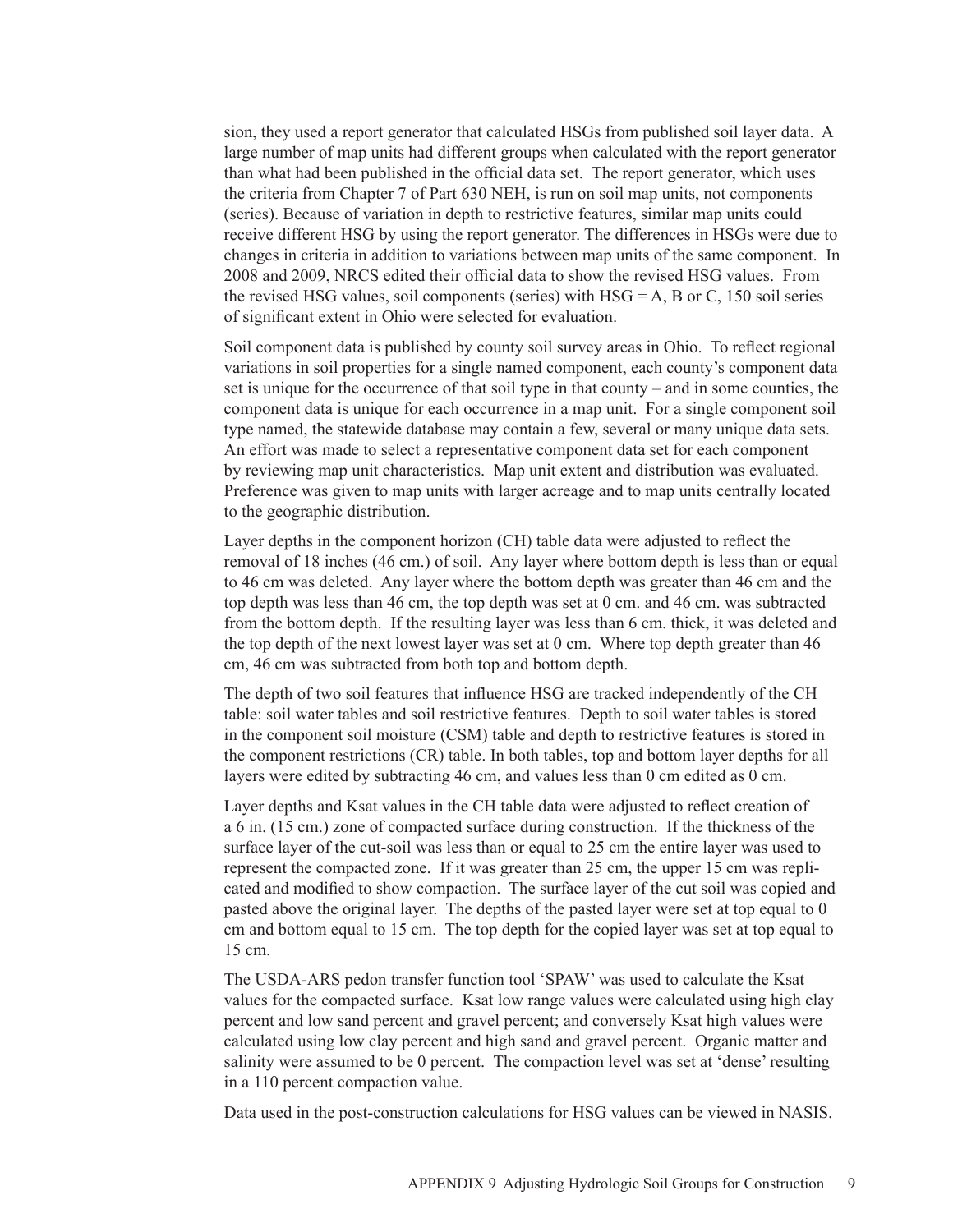sion, they used a report generator that calculated HSGs from published soil layer data. A large number of map units had different groups when calculated with the report generator than what had been published in the official data set. The report generator, which uses the criteria from Chapter 7 of Part 630 NEH, is run on soil map units, not components (series). Because of variation in depth to restrictive features, similar map units could receive different HSG by using the report generator. The differences in HSGs were due to changes in criteria in addition to variations between map units of the same component. In 2008 and 2009, NRCS edited their official data to show the revised HSG values. From the revised HSG values, soil components (series) with HSG = A, B or C, 150 soil series of significant extent in Ohio were selected for evaluation.

Soil component data is published by county soil survey areas in Ohio. To reflect regional variations in soil properties for a single named component, each county's component data set is unique for the occurrence of that soil type in that county – and in some counties, the component data is unique for each occurrence in a map unit. For a single component soil type named, the statewide database may contain a few, several or many unique data sets. An effort was made to select a representative component data set for each component by reviewing map unit characteristics. Map unit extent and distribution was evaluated. Preference was given to map units with larger acreage and to map units centrally located to the geographic distribution.

Layer depths in the component horizon (CH) table data were adjusted to reflect the removal of 18 inches (46 cm.) of soil. Any layer where bottom depth is less than or equal to 46 cm was deleted. Any layer where the bottom depth was greater than 46 cm and the top depth was less than 46 cm, the top depth was set at 0 cm. and 46 cm. was subtracted from the bottom depth. If the resulting layer was less than 6 cm. thick, it was deleted and the top depth of the next lowest layer was set at 0 cm. Where top depth greater than 46 cm, 46 cm was subtracted from both top and bottom depth.

The depth of two soil features that influence HSG are tracked independently of the CH table: soil water tables and soil restrictive features. Depth to soil water tables is stored in the component soil moisture (CSM) table and depth to restrictive features is stored in the component restrictions (CR) table. In both tables, top and bottom layer depths for all layers were edited by subtracting 46 cm, and values less than 0 cm edited as 0 cm.

Layer depths and Ksat values in the CH table data were adjusted to reflect creation of a 6 in. (15 cm.) zone of compacted surface during construction. If the thickness of the surface layer of the cut-soil was less than or equal to 25 cm the entire layer was used to represent the compacted zone. If it was greater than 25 cm, the upper 15 cm was replicated and modified to show compaction. The surface layer of the cut soil was copied and pasted above the original layer. The depths of the pasted layer were set at top equal to 0 cm and bottom equal to 15 cm. The top depth for the copied layer was set at top equal to 15 cm.

The USDA-ARS pedon transfer function tool 'SPAW' was used to calculate the Ksat values for the compacted surface. Ksat low range values were calculated using high clay percent and low sand percent and gravel percent; and conversely Ksat high values were calculated using low clay percent and high sand and gravel percent. Organic matter and salinity were assumed to be 0 percent. The compaction level was set at 'dense' resulting in a 110 percent compaction value.

Data used in the post-construction calculations for HSG values can be viewed in NASIS.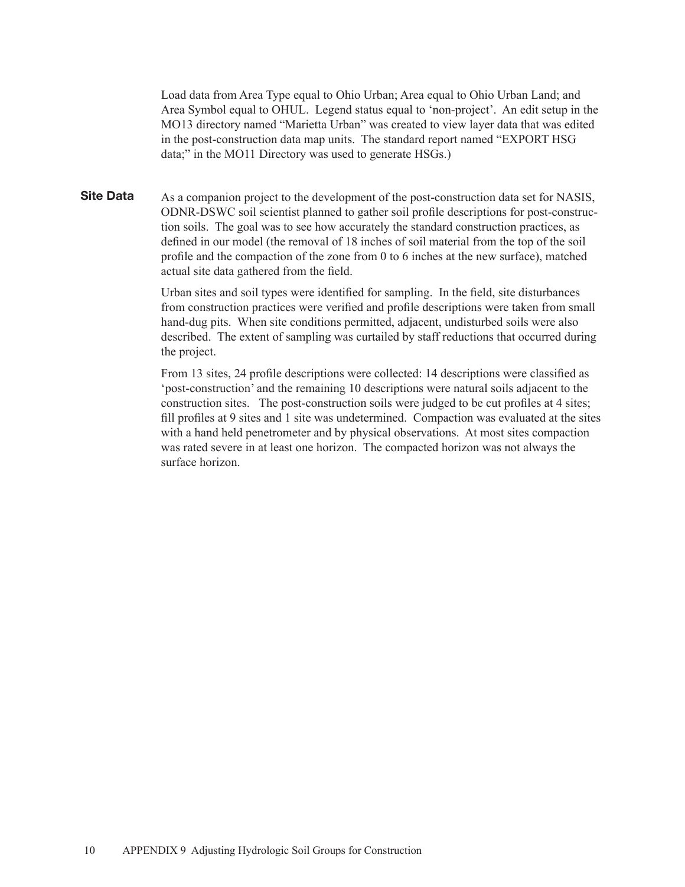Load data from Area Type equal to Ohio Urban; Area equal to Ohio Urban Land; and Area Symbol equal to OHUL. Legend status equal to 'non-project'. An edit setup in the MO13 directory named "Marietta Urban" was created to view layer data that was edited in the post-construction data map units. The standard report named "EXPORT HSG data;" in the MO11 Directory was used to generate HSGs.)

**Site Data**

As a companion project to the development of the post-construction data set for NASIS, ODNR-DSWC soil scientist planned to gather soil profile descriptions for post-construction soils. The goal was to see how accurately the standard construction practices, as defined in our model (the removal of 18 inches of soil material from the top of the soil profile and the compaction of the zone from 0 to 6 inches at the new surface), matched actual site data gathered from the field.

Urban sites and soil types were identified for sampling. In the field, site disturbances from construction practices were verified and profile descriptions were taken from small hand-dug pits. When site conditions permitted, adjacent, undisturbed soils were also described. The extent of sampling was curtailed by staff reductions that occurred during the project.

From 13 sites, 24 profile descriptions were collected: 14 descriptions were classified as 'post-construction' and the remaining 10 descriptions were natural soils adjacent to the construction sites. The post-construction soils were judged to be cut profiles at 4 sites; fill profiles at 9 sites and 1 site was undetermined. Compaction was evaluated at the sites with a hand held penetrometer and by physical observations. At most sites compaction was rated severe in at least one horizon. The compacted horizon was not always the surface horizon.